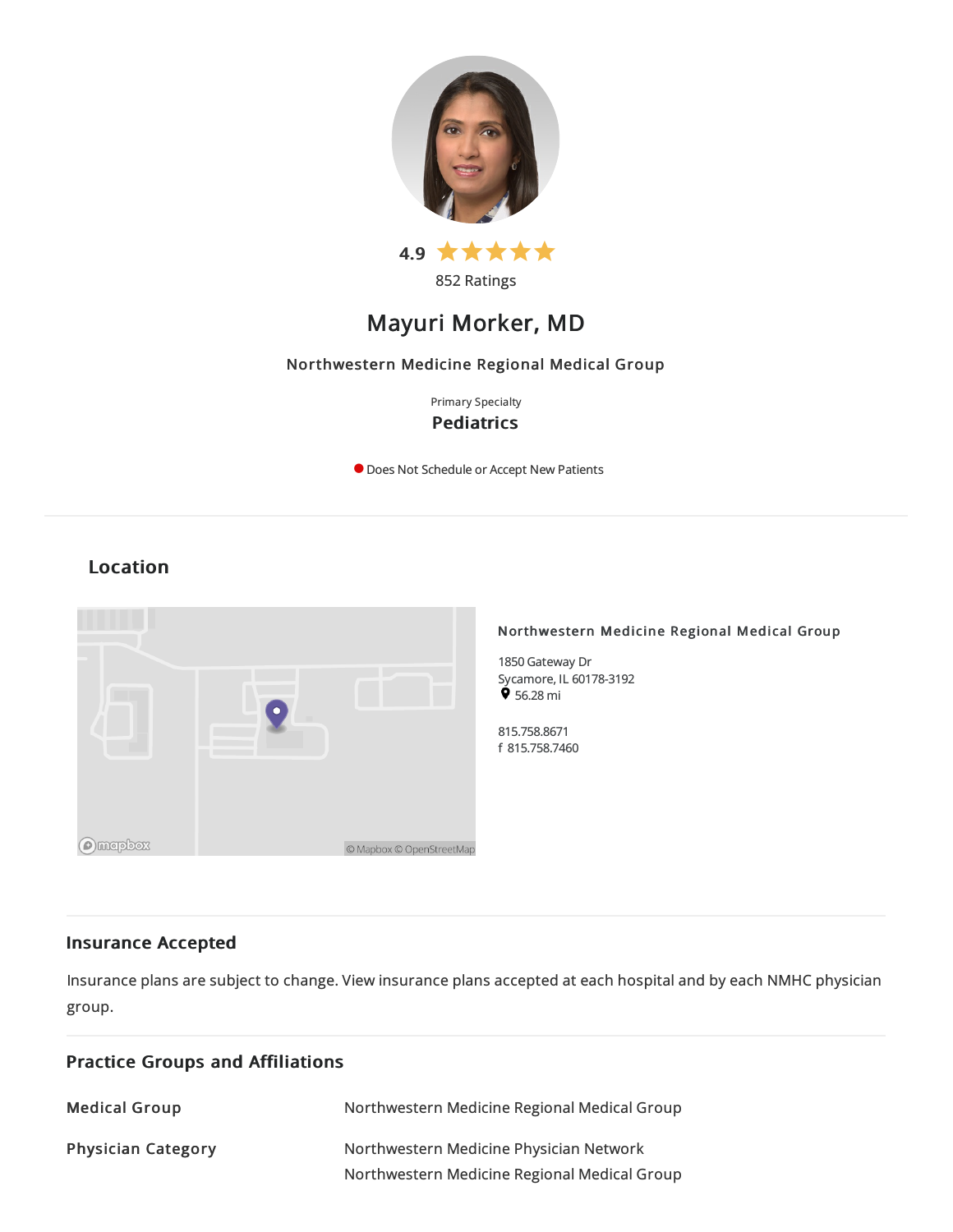4.9 ★★★★★

852 Ratings

# Mayuri Morker, MD

Northwestern Medicine Regional Medical Group

Primary Specialty

**Pediatrics**

Does Not Schedule or Accept New Patients

## Location

**Northwestern Medicine Regional Medical Group**

1850 Gateway Dr
Sycamore, IL 60178-3192
56.28 mi

815.758.8671
f 815.758.7460

## Insurance Accepted

Insurance plans are subject to change. View insurance plans accepted at each hospital and by each NMHC physician group.

## Practice Groups and Affiliations

| | |
|---|---|
| **Medical Group** | Northwestern Medicine Regional Medical Group |
| **Physician Category** | Northwestern Medicine Physician Network<br>Northwestern Medicine Regional Medical Group |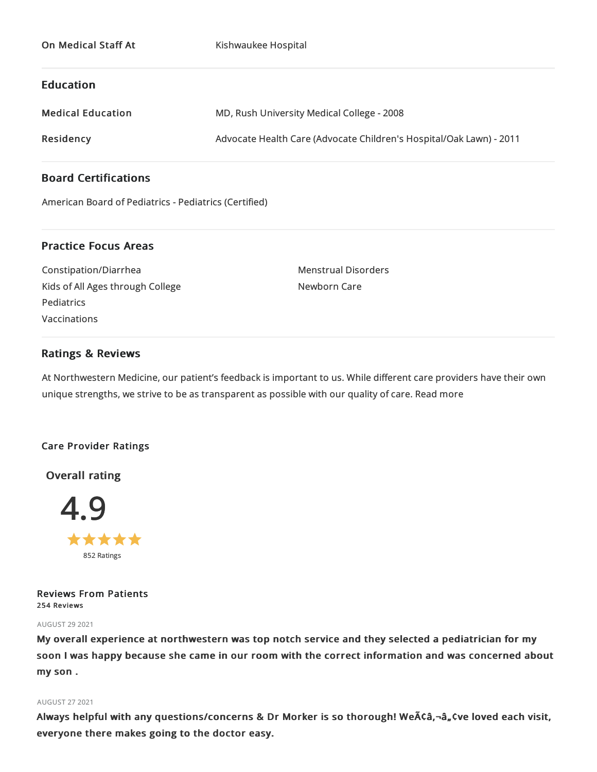| | |
|---|---|
| **On Medical Staff At** | Kishwaukee Hospital |

## Education

| | |
|---|---|
| **Medical Education** | MD, Rush University Medical College - 2008 |
| **Residency** | Advocate Health Care (Advocate Children's Hospital/Oak Lawn) - 2011 |

## Board Certifications

American Board of Pediatrics - Pediatrics (Certified)

## Practice Focus Areas

- Constipation/Diarrhea
- Kids of All Ages through College
- Pediatrics
- Vaccinations
- Menstrual Disorders
- Newborn Care

## Ratings & Reviews

At Northwestern Medicine, our patient's feedback is important to us. While different care providers have their own unique strengths, we strive to be as transparent as possible with our quality of care. Read more

### Care Provider Ratings

**Overall rating**

4.9

★★★★★

852 Ratings

### Reviews From Patients

**254 Reviews**

AUGUST 29 2021

**My overall experience at northwestern was top notch service and they selected a pediatrician for my soon I was happy because she came in our room with the correct information and was concerned about my son .**

AUGUST 27 2021

**Always helpful with any questions/concerns & Dr Morker is so thorough! WeÃ¢â,¬â„¢ve loved each visit, everyone there makes going to the doctor easy.**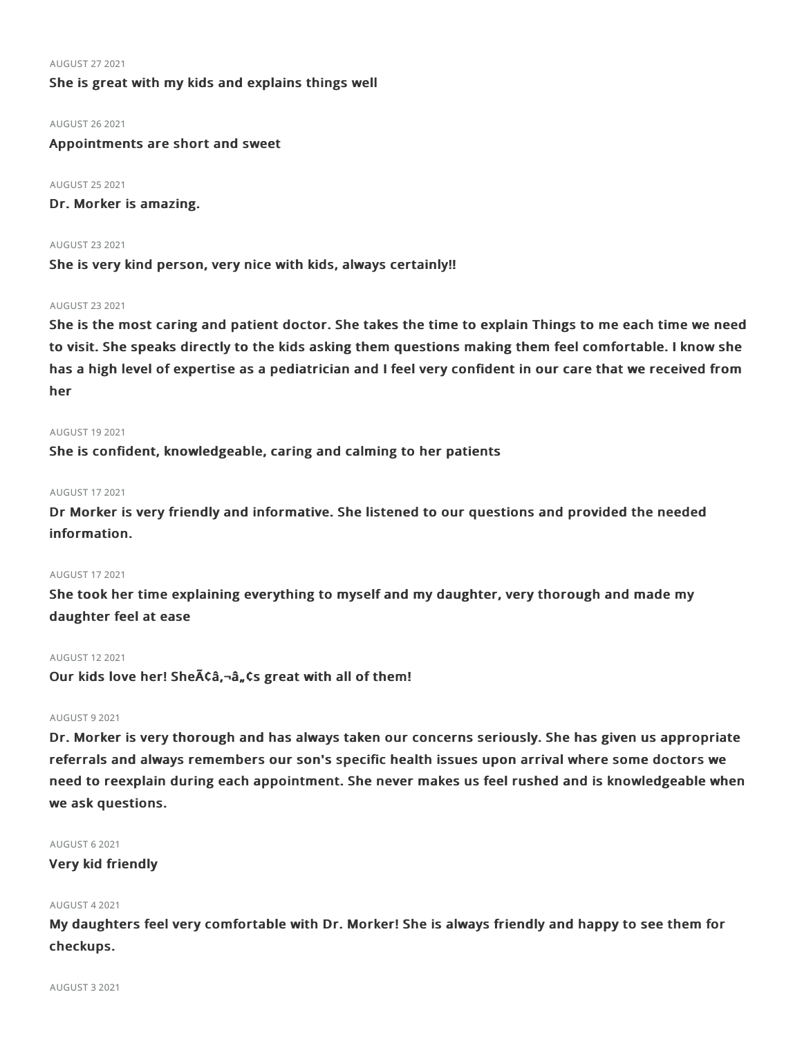AUGUST 27 2021

**She is great with my kids and explains things well**

AUGUST 26 2021

**Appointments are short and sweet**

AUGUST 25 2021

**Dr. Morker is amazing.**

AUGUST 23 2021

**She is very kind person, very nice with kids, always certainly!!**

AUGUST 23 2021

**She is the most caring and patient doctor. She takes the time to explain Things to me each time we need to visit. She speaks directly to the kids asking them questions making them feel comfortable. I know she has a high level of expertise as a pediatrician and I feel very confident in our care that we received from her**

AUGUST 19 2021

**She is confident, knowledgeable, caring and calming to her patients**

AUGUST 17 2021

**Dr Morker is very friendly and informative. She listened to our questions and provided the needed information.**

AUGUST 17 2021

**She took her time explaining everything to myself and my daughter, very thorough and made my daughter feel at ease**

AUGUST 12 2021

**Our kids love her! SheÃ¢â‚¬â„¢s great with all of them!**

AUGUST 9 2021

**Dr. Morker is very thorough and has always taken our concerns seriously. She has given us appropriate referrals and always remembers our son's specific health issues upon arrival where some doctors we need to reexplain during each appointment. She never makes us feel rushed and is knowledgeable when we ask questions.**

AUGUST 6 2021

**Very kid friendly**

AUGUST 4 2021

**My daughters feel very comfortable with Dr. Morker! She is always friendly and happy to see them for checkups.**

AUGUST 3 2021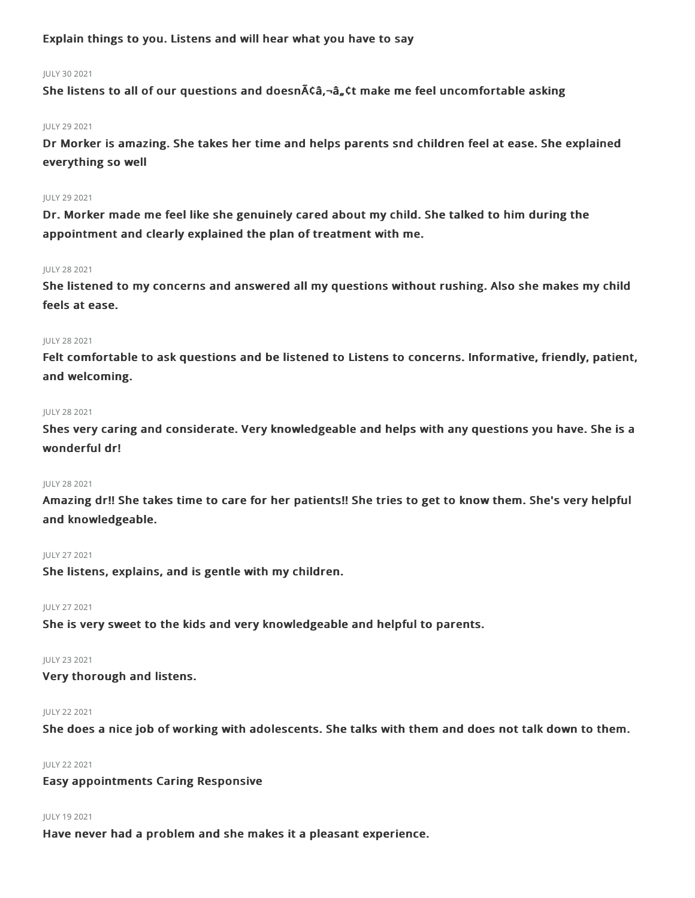**Explain things to you. Listens and will hear what you have to say**

JULY 30 2021

**She listens to all of our questions and doesnÃ¢â‚¬â„¢t make me feel uncomfortable asking**

JULY 29 2021

**Dr Morker is amazing. She takes her time and helps parents snd children feel at ease. She explained everything so well**

JULY 29 2021

**Dr. Morker made me feel like she genuinely cared about my child. She talked to him during the appointment and clearly explained the plan of treatment with me.**

JULY 28 2021

**She listened to my concerns and answered all my questions without rushing. Also she makes my child feels at ease.**

JULY 28 2021

**Felt comfortable to ask questions and be listened to Listens to concerns. Informative, friendly, patient, and welcoming.**

JULY 28 2021

**Shes very caring and considerate. Very knowledgeable and helps with any questions you have. She is a wonderful dr!**

JULY 28 2021

**Amazing dr!! She takes time to care for her patients!! She tries to get to know them. She's very helpful and knowledgeable.**

JULY 27 2021

**She listens, explains, and is gentle with my children.**

JULY 27 2021

**She is very sweet to the kids and very knowledgeable and helpful to parents.**

JULY 23 2021

**Very thorough and listens.**

JULY 22 2021

**She does a nice job of working with adolescents. She talks with them and does not talk down to them.**

JULY 22 2021

**Easy appointments Caring Responsive**

JULY 19 2021

**Have never had a problem and she makes it a pleasant experience.**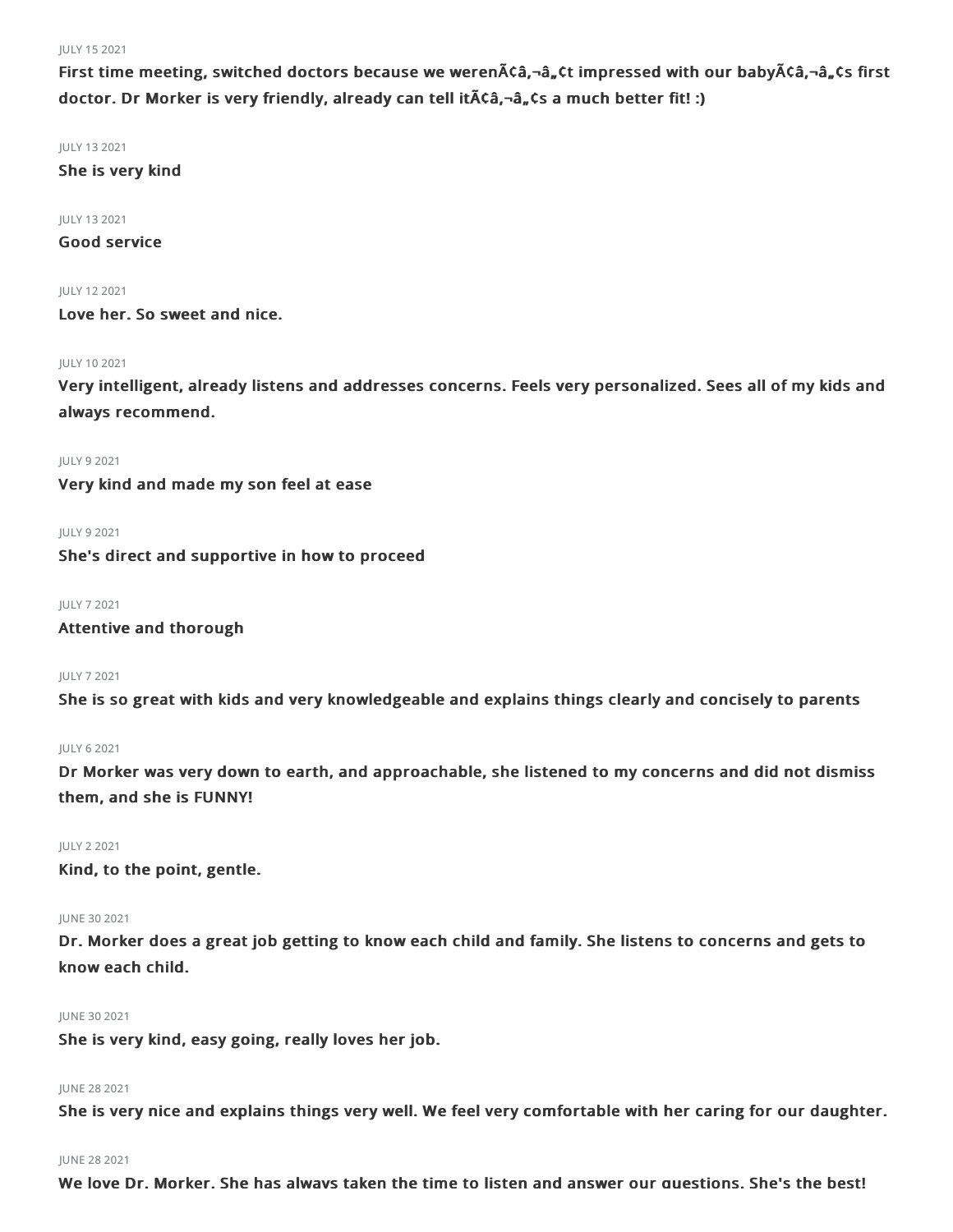JULY 15 2021

**First time meeting, switched doctors because we werenÃ¢â‚¬â„¢t impressed with our babyÃ¢â‚¬â„¢s first doctor. Dr Morker is very friendly, already can tell itÃ¢â‚¬â„¢s a much better fit! :)**

JULY 13 2021

**She is very kind**

JULY 13 2021

**Good service**

JULY 12 2021

**Love her. So sweet and nice.**

JULY 10 2021

**Very intelligent, already listens and addresses concerns. Feels very personalized. Sees all of my kids and always recommend.**

JULY 9 2021

**Very kind and made my son feel at ease**

JULY 9 2021

**She's direct and supportive in how to proceed**

JULY 7 2021

**Attentive and thorough**

JULY 7 2021

**She is so great with kids and very knowledgeable and explains things clearly and concisely to parents**

JULY 6 2021

**Dr Morker was very down to earth, and approachable, she listened to my concerns and did not dismiss them, and she is FUNNY!**

JULY 2 2021

**Kind, to the point, gentle.**

JUNE 30 2021

**Dr. Morker does a great job getting to know each child and family. She listens to concerns and gets to know each child.**

JUNE 30 2021

**She is very kind, easy going, really loves her job.**

JUNE 28 2021

**She is very nice and explains things very well. We feel very comfortable with her caring for our daughter.**

JUNE 28 2021

**We love Dr. Morker. She has always taken the time to listen and answer our questions. She's the best!**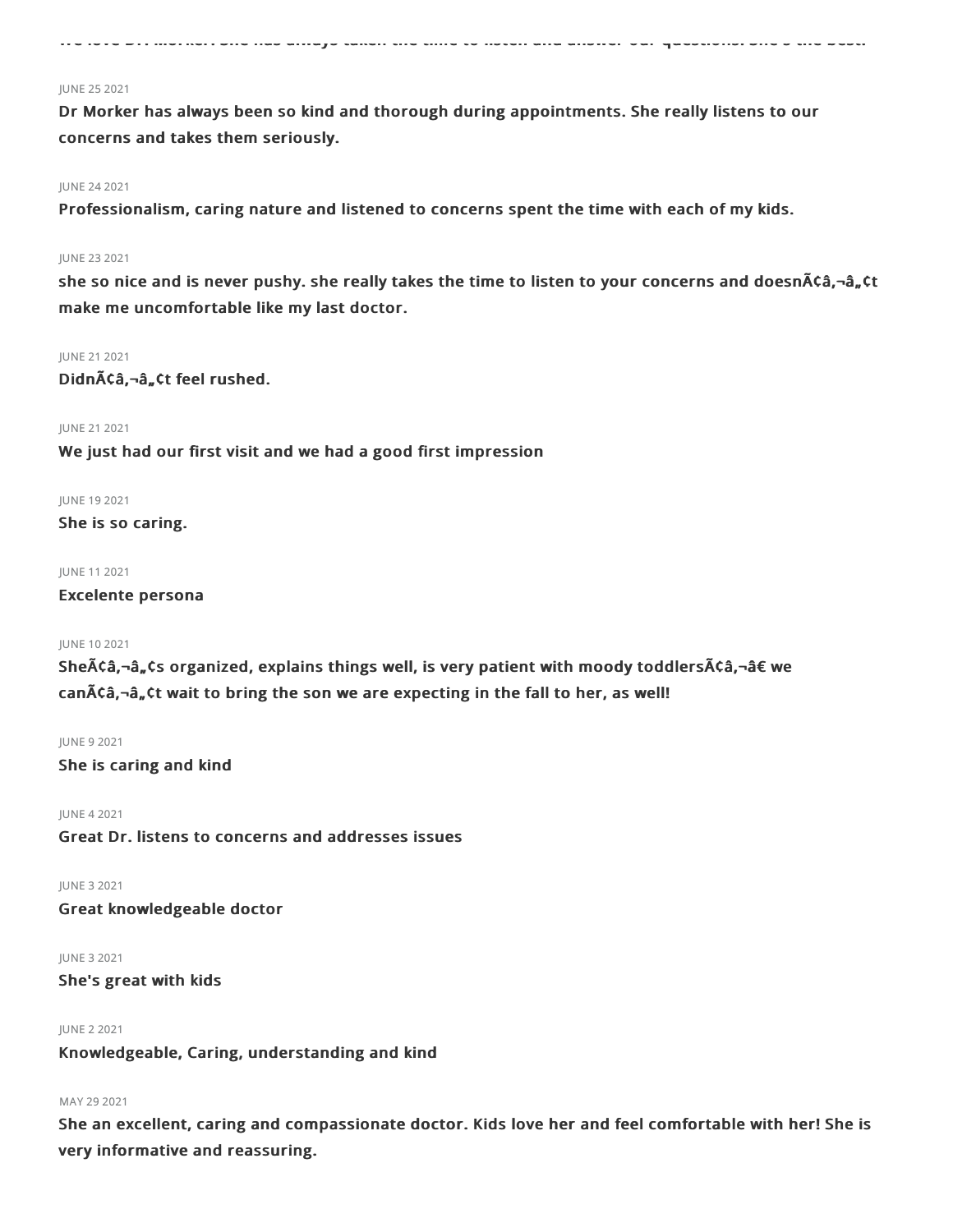We love Dr. Morker. She has always taken the time to listen and answer our questions. She's the best!

JUNE 25 2021

**Dr Morker has always been so kind and thorough during appointments. She really listens to our concerns and takes them seriously.**

JUNE 24 2021

**Professionalism, caring nature and listened to concerns spent the time with each of my kids.**

JUNE 23 2021

**she so nice and is never pushy. she really takes the time to listen to your concerns and doesnÃ¢â‚¬â„¢t make me uncomfortable like my last doctor.**

JUNE 21 2021

**DidnÃ¢â‚¬â„¢t feel rushed.**

JUNE 21 2021

**We just had our first visit and we had a good first impression**

JUNE 19 2021

**She is so caring.**

JUNE 11 2021

**Excelente persona**

JUNE 10 2021

**SheÃ¢â‚¬â„¢s organized, explains things well, is very patient with moody toddlersÃ¢â‚¬â€ we canÃ¢â‚¬â„¢t wait to bring the son we are expecting in the fall to her, as well!**

JUNE 9 2021

**She is caring and kind**

JUNE 4 2021

**Great Dr. listens to concerns and addresses issues**

JUNE 3 2021

**Great knowledgeable doctor**

JUNE 3 2021

**She's great with kids**

JUNE 2 2021

**Knowledgeable, Caring, understanding and kind**

MAY 29 2021

**She an excellent, caring and compassionate doctor. Kids love her and feel comfortable with her! She is very informative and reassuring.**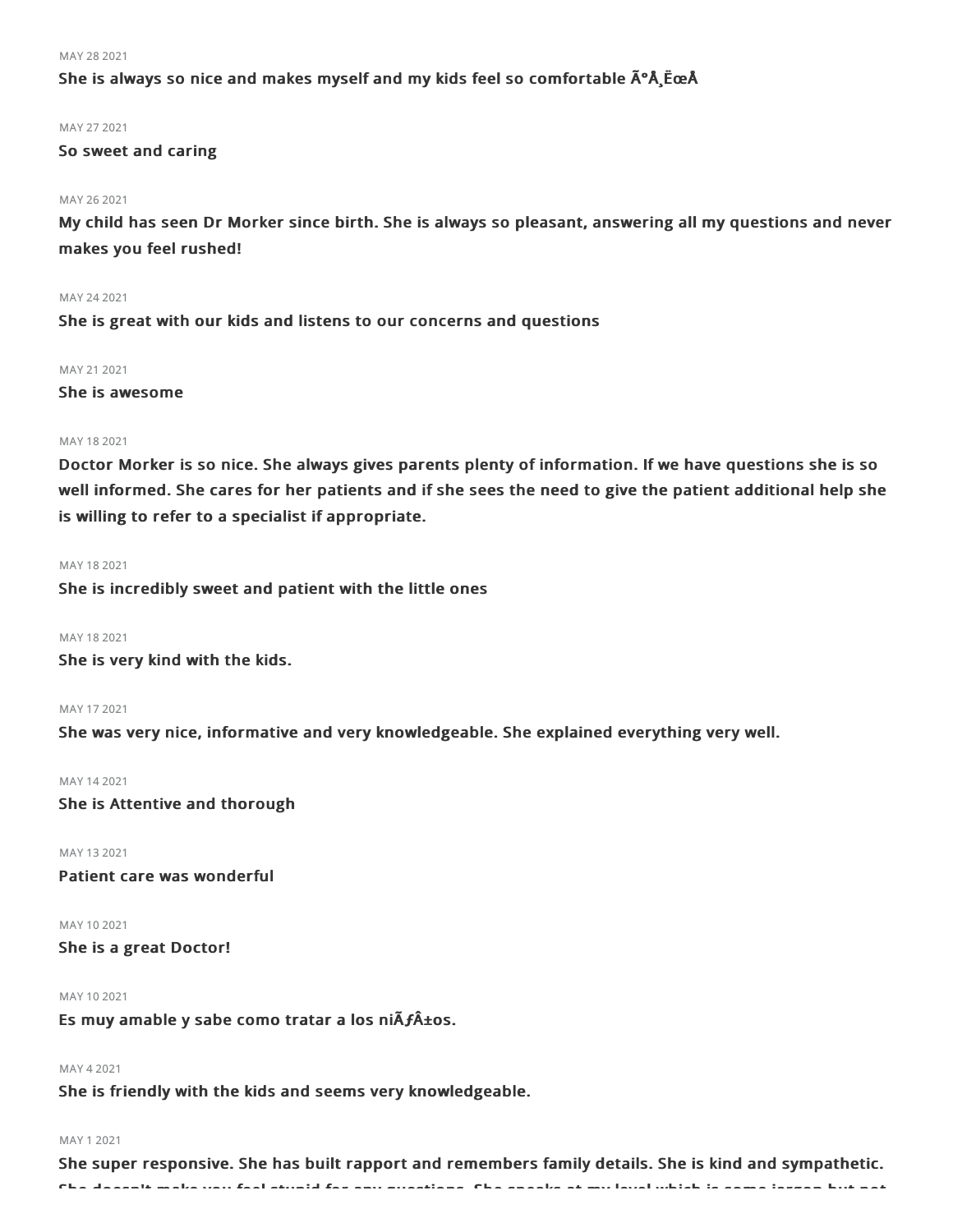MAY 28 2021

**She is always so nice and makes myself and my kids feel so comfortable Ã°Å¸ËœÅ**

MAY 27 2021

**So sweet and caring**

MAY 26 2021

**My child has seen Dr Morker since birth. She is always so pleasant, answering all my questions and never makes you feel rushed!**

MAY 24 2021

**She is great with our kids and listens to our concerns and questions**

MAY 21 2021

**She is awesome**

MAY 18 2021

**Doctor Morker is so nice. She always gives parents plenty of information. If we have questions she is so well informed. She cares for her patients and if she sees the need to give the patient additional help she is willing to refer to a specialist if appropriate.**

MAY 18 2021

**She is incredibly sweet and patient with the little ones**

MAY 18 2021

**She is very kind with the kids.**

MAY 17 2021

**She was very nice, informative and very knowledgeable. She explained everything very well.**

MAY 14 2021

**She is Attentive and thorough**

MAY 13 2021

**Patient care was wonderful**

MAY 10 2021

**She is a great Doctor!**

MAY 10 2021

**Es muy amable y sabe como tratar a los niÃƒÂ±os.**

MAY 4 2021

**She is friendly with the kids and seems very knowledgeable.**

MAY 1 2021

**She super responsive. She has built rapport and remembers family details. She is kind and sympathetic. She doesn't make you feel stupid for any questions. She speaks at my level which is some jargon but not**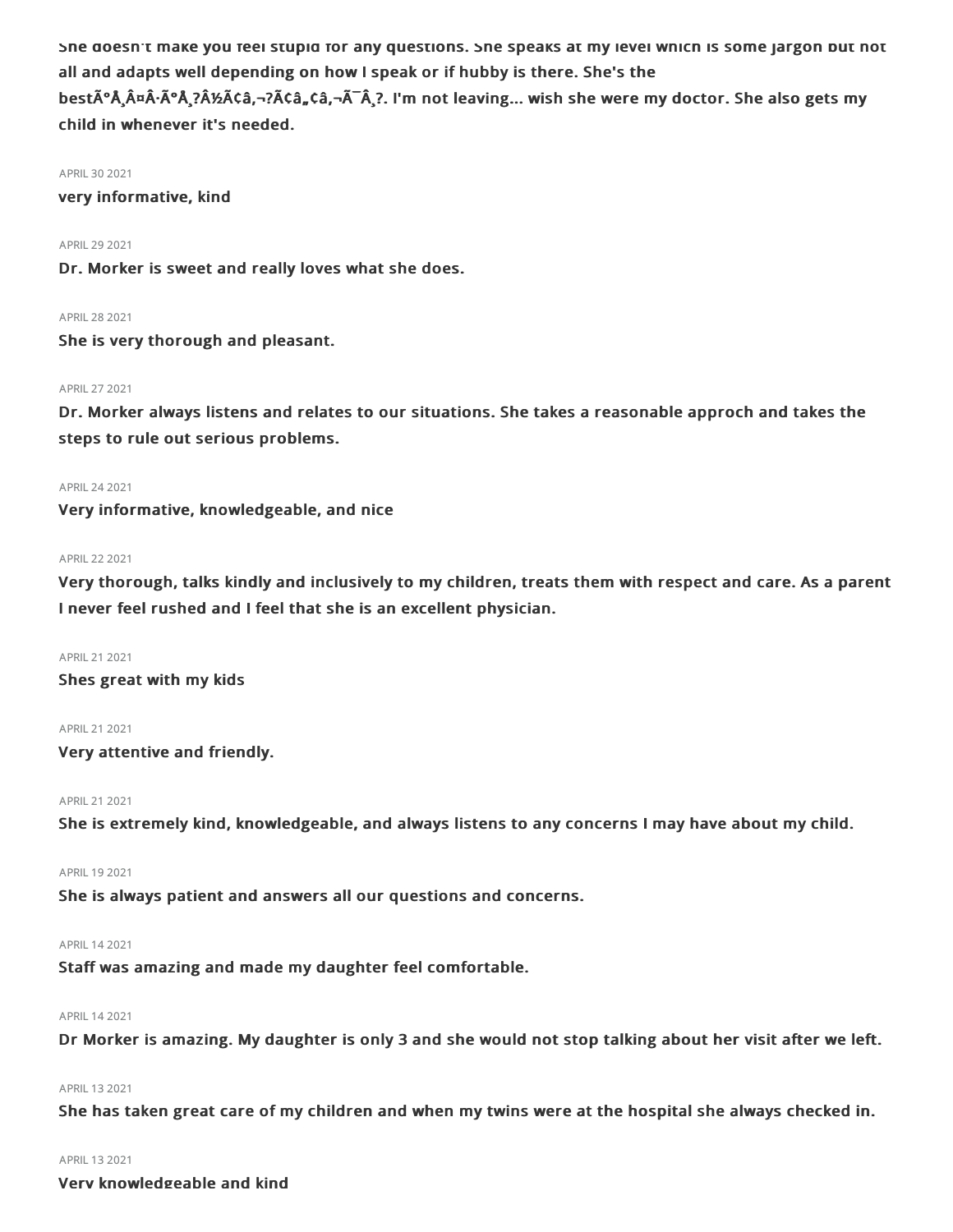She doesn't make you feel stupid for any questions. She speaks at my level which is some jargon but not all and adapts well depending on how I speak or if hubby is there. She's the bestÃ°Å¸Â¤Â·Ã°Å¸?Â½Ã¢â‚¬?Ã¢â„¢â‚¬Ã¯Â¸?. I'm not leaving... wish she were my doctor. She also gets my child in whenever it's needed.

APRIL 30 2021

**very informative, kind**

APRIL 29 2021

**Dr. Morker is sweet and really loves what she does.**

APRIL 28 2021

**She is very thorough and pleasant.**

APRIL 27 2021

**Dr. Morker always listens and relates to our situations. She takes a reasonable approch and takes the steps to rule out serious problems.**

APRIL 24 2021

**Very informative, knowledgeable, and nice**

APRIL 22 2021

**Very thorough, talks kindly and inclusively to my children, treats them with respect and care. As a parent I never feel rushed and I feel that she is an excellent physician.**

APRIL 21 2021

**Shes great with my kids**

APRIL 21 2021

**Very attentive and friendly.**

APRIL 21 2021

**She is extremely kind, knowledgeable, and always listens to any concerns I may have about my child.**

APRIL 19 2021

**She is always patient and answers all our questions and concerns.**

APRIL 14 2021

**Staff was amazing and made my daughter feel comfortable.**

APRIL 14 2021

**Dr Morker is amazing. My daughter is only 3 and she would not stop talking about her visit after we left.**

APRIL 13 2021

**She has taken great care of my children and when my twins were at the hospital she always checked in.**

APRIL 13 2021

**Very knowledgeable and kind**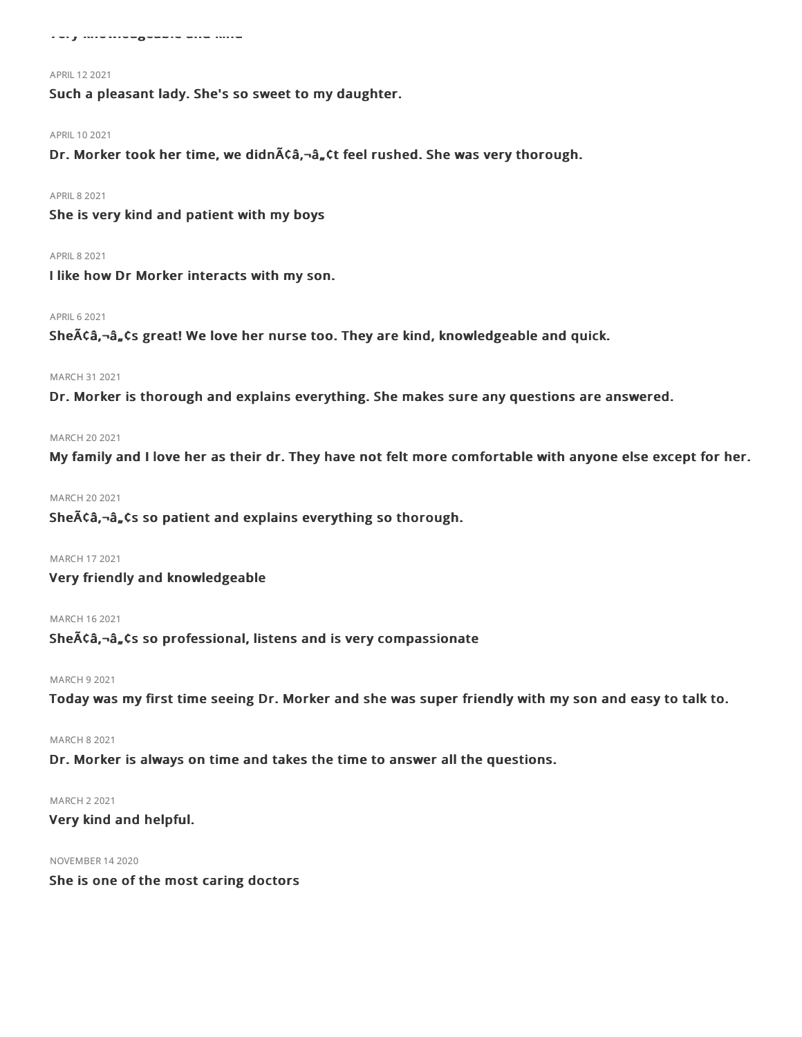Very knowledgeable and kind

APRIL 12 2021

**Such a pleasant lady. She's so sweet to my daughter.**

APRIL 10 2021

**Dr. Morker took her time, we didnÃ¢â‚¬â„¢t feel rushed. She was very thorough.**

APRIL 8 2021

**She is very kind and patient with my boys**

APRIL 8 2021

**I like how Dr Morker interacts with my son.**

APRIL 6 2021

**SheÃ¢â‚¬â„¢s great! We love her nurse too. They are kind, knowledgeable and quick.**

MARCH 31 2021

**Dr. Morker is thorough and explains everything. She makes sure any questions are answered.**

MARCH 20 2021

**My family and I love her as their dr. They have not felt more comfortable with anyone else except for her.**

MARCH 20 2021

**SheÃ¢â‚¬â„¢s so patient and explains everything so thorough.**

MARCH 17 2021

**Very friendly and knowledgeable**

MARCH 16 2021

**SheÃ¢â‚¬â„¢s so professional, listens and is very compassionate**

MARCH 9 2021

**Today was my first time seeing Dr. Morker and she was super friendly with my son and easy to talk to.**

MARCH 8 2021

**Dr. Morker is always on time and takes the time to answer all the questions.**

MARCH 2 2021

**Very kind and helpful.**

NOVEMBER 14 2020

**She is one of the most caring doctors**